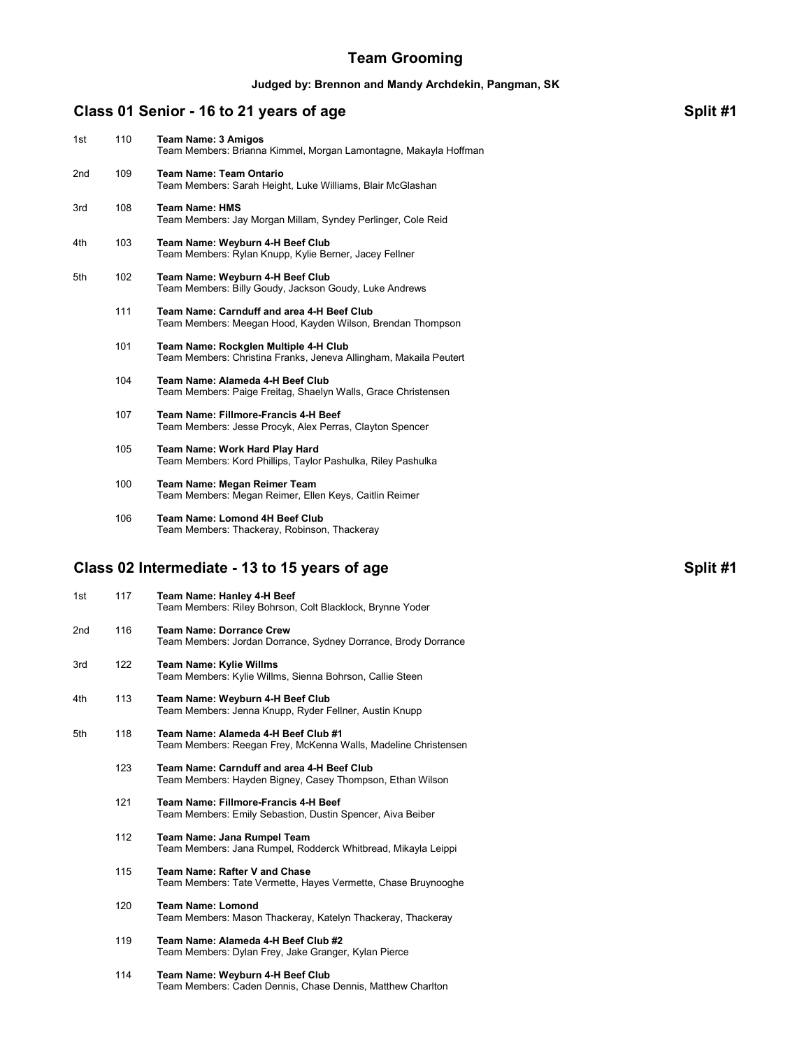# Team Grooming

**Judged by: Brennon and Mandy Archdekin, Pangman, SK**

## Class 01 Senior - 16 to 21 years of age — Split #1

| Place | No. | Team |
|---|---|---|
| 1st | 110 | **Team Name: 3 Amigos**<br>Team Members: Brianna Kimmel, Morgan Lamontagne, Makayla Hoffman |
| 2nd | 109 | **Team Name: Team Ontario**<br>Team Members: Sarah Height, Luke Williams, Blair McGlashan |
| 3rd | 108 | **Team Name: HMS**<br>Team Members: Jay Morgan Millam, Syndey Perlinger, Cole Reid |
| 4th | 103 | **Team Name: Weyburn 4-H Beef Club**<br>Team Members: Rylan Knupp, Kylie Berner, Jacey Fellner |
| 5th | 102 | **Team Name: Weyburn 4-H Beef Club**<br>Team Members: Billy Goudy, Jackson Goudy, Luke Andrews |
| | 111 | **Team Name: Carnduff and area 4-H Beef Club**<br>Team Members: Meegan Hood, Kayden Wilson, Brendan Thompson |
| | 101 | **Team Name: Rockglen Multiple 4-H Club**<br>Team Members: Christina Franks, Jeneva Allingham, Makaila Peutert |
| | 104 | **Team Name: Alameda 4-H Beef Club**<br>Team Members: Paige Freitag, Shaelyn Walls, Grace Christensen |
| | 107 | **Team Name: Fillmore-Francis 4-H Beef**<br>Team Members: Jesse Procyk, Alex Perras, Clayton Spencer |
| | 105 | **Team Name: Work Hard Play Hard**<br>Team Members: Kord Phillips, Taylor Pashulka, Riley Pashulka |
| | 100 | **Team Name: Megan Reimer Team**<br>Team Members: Megan Reimer, Ellen Keys, Caitlin Reimer |
| | 106 | **Team Name: Lomond 4H Beef Club**<br>Team Members: Thackeray, Robinson, Thackeray |

## Class 02 Intermediate - 13 to 15 years of age — Split #1

| Place | No. | Team |
|---|---|---|
| 1st | 117 | **Team Name: Hanley 4-H Beef**<br>Team Members: Riley Bohrson, Colt Blacklock, Brynne Yoder |
| 2nd | 116 | **Team Name: Dorrance Crew**<br>Team Members: Jordan Dorrance, Sydney Dorrance, Brody Dorrance |
| 3rd | 122 | **Team Name: Kylie Willms**<br>Team Members: Kylie Willms, Sienna Bohrson, Callie Steen |
| 4th | 113 | **Team Name: Weyburn 4-H Beef Club**<br>Team Members: Jenna Knupp, Ryder Fellner, Austin Knupp |
| 5th | 118 | **Team Name: Alameda 4-H Beef Club #1**<br>Team Members: Reegan Frey, McKenna Walls, Madeline Christensen |
| | 123 | **Team Name: Carnduff and area 4-H Beef Club**<br>Team Members: Hayden Bigney, Casey Thompson, Ethan Wilson |
| | 121 | **Team Name: Fillmore-Francis 4-H Beef**<br>Team Members: Emily Sebastion, Dustin Spencer, Aiva Beiber |
| | 112 | **Team Name: Jana Rumpel Team**<br>Team Members: Jana Rumpel, Rodderck Whitbread, Mikayla Leippi |
| | 115 | **Team Name: Rafter V and Chase**<br>Team Members: Tate Vermette, Hayes Vermette, Chase Bruynooghe |
| | 120 | **Team Name: Lomond**<br>Team Members: Mason Thackeray, Katelyn Thackeray, Thackeray |
| | 119 | **Team Name: Alameda 4-H Beef Club #2**<br>Team Members: Dylan Frey, Jake Granger, Kylan Pierce |
| | 114 | **Team Name: Weyburn 4-H Beef Club**<br>Team Members: Caden Dennis, Chase Dennis, Matthew Charlton |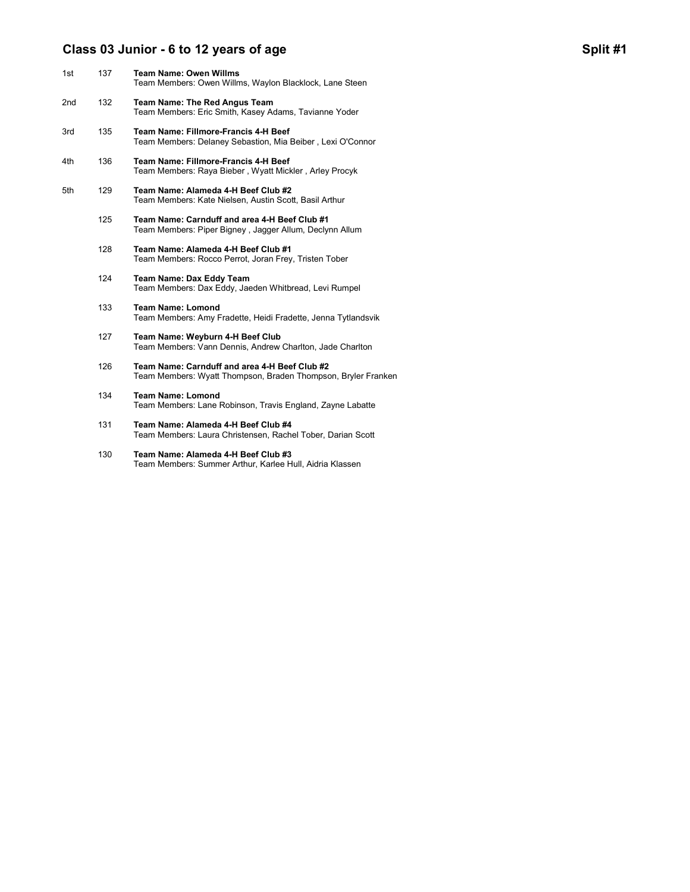## Class 03 Junior - 6 to 12 years of age

**Split #1**

| | | |
|---|---|---|
| 1st | 137 | **Team Name: Owen Willms**<br>Team Members: Owen Willms, Waylon Blacklock, Lane Steen |
| 2nd | 132 | **Team Name: The Red Angus Team**<br>Team Members: Eric Smith, Kasey Adams, Tavianne Yoder |
| 3rd | 135 | **Team Name: Fillmore-Francis 4-H Beef**<br>Team Members: Delaney Sebastion, Mia Beiber , Lexi O'Connor |
| 4th | 136 | **Team Name: Fillmore-Francis 4-H Beef**<br>Team Members: Raya Bieber , Wyatt Mickler , Arley Procyk |
| 5th | 129 | **Team Name: Alameda 4-H Beef Club #2**<br>Team Members: Kate Nielsen, Austin Scott, Basil Arthur |
| | 125 | **Team Name: Carnduff and area 4-H Beef Club #1**<br>Team Members: Piper Bigney , Jagger Allum, Declynn Allum |
| | 128 | **Team Name: Alameda 4-H Beef Club #1**<br>Team Members: Rocco Perrot, Joran Frey, Tristen Tober |
| | 124 | **Team Name: Dax Eddy Team**<br>Team Members: Dax Eddy, Jaeden Whitbread, Levi Rumpel |
| | 133 | **Team Name: Lomond**<br>Team Members: Amy Fradette, Heidi Fradette, Jenna Tytlandsvik |
| | 127 | **Team Name: Weyburn 4-H Beef Club**<br>Team Members: Vann Dennis, Andrew Charlton, Jade Charlton |
| | 126 | **Team Name: Carnduff and area 4-H Beef Club #2**<br>Team Members: Wyatt Thompson, Braden Thompson, Bryler Franken |
| | 134 | **Team Name: Lomond**<br>Team Members: Lane Robinson, Travis England, Zayne Labatte |
| | 131 | **Team Name: Alameda 4-H Beef Club #4**<br>Team Members: Laura Christensen, Rachel Tober, Darian Scott |
| | 130 | **Team Name: Alameda 4-H Beef Club #3**<br>Team Members: Summer Arthur, Karlee Hull, Aidria Klassen |